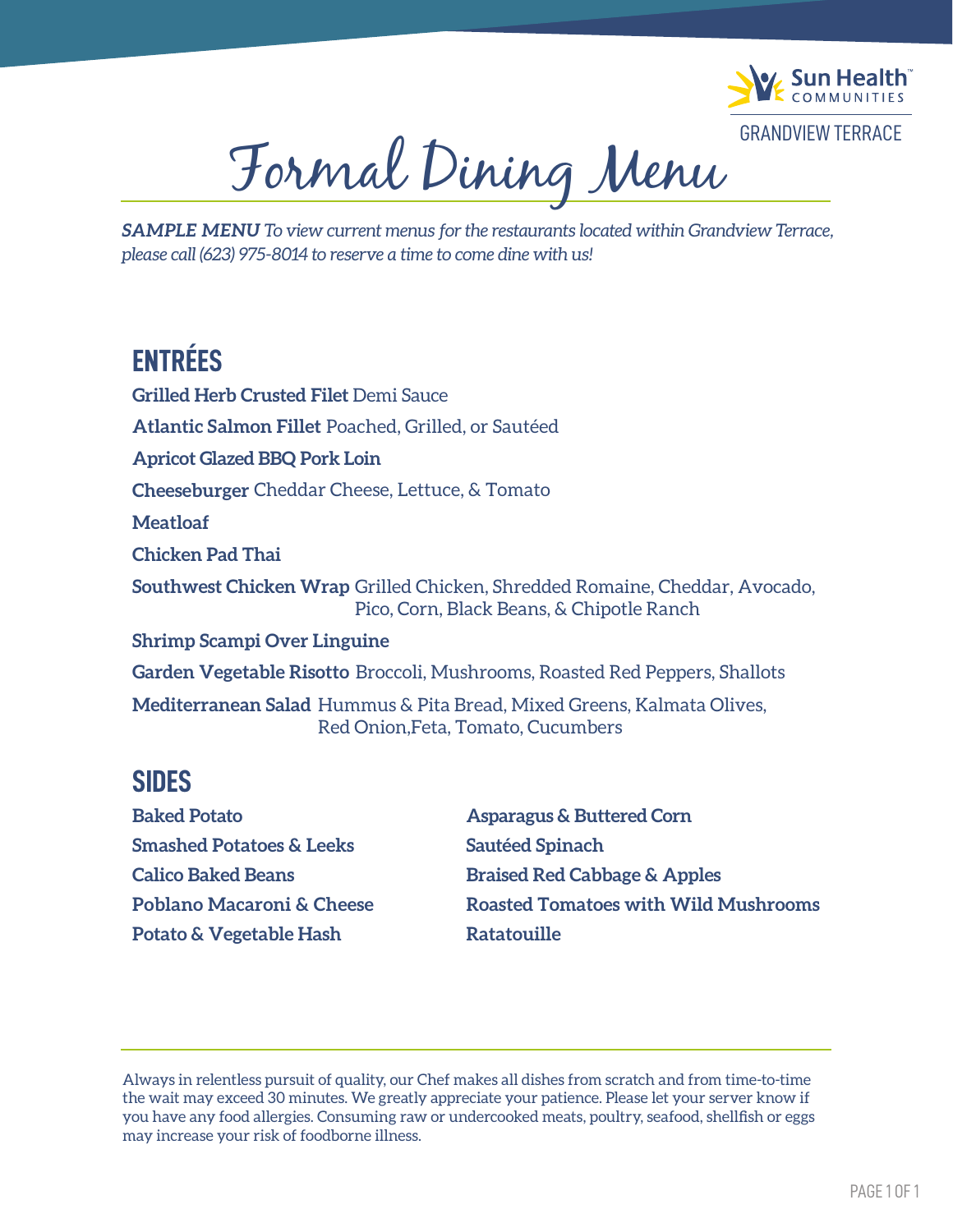Sun Health COMMUNITIES

GRANDVIEW TERRACE

# Formal Dining Menu

***SAMPLE MENU** To view current menus for the restaurants located within Grandview Terrace, please call (623) 975-8014 to reserve a time to come dine with us!*

## ENTRÉES

**Grilled Herb Crusted Filet** Demi Sauce

**Atlantic Salmon Fillet** Poached, Grilled, or Sautéed

**Apricot Glazed BBQ Pork Loin**

**Cheeseburger** Cheddar Cheese, Lettuce, & Tomato

**Meatloaf**

**Chicken Pad Thai**

**Southwest Chicken Wrap** Grilled Chicken, Shredded Romaine, Cheddar, Avocado, Pico, Corn, Black Beans, & Chipotle Ranch

**Shrimp Scampi Over Linguine**

**Garden Vegetable Risotto** Broccoli, Mushrooms, Roasted Red Peppers, Shallots

**Mediterranean Salad** Hummus & Pita Bread, Mixed Greens, Kalmata Olives, Red Onion,Feta, Tomato, Cucumbers

## SIDES

**Baked Potato**

**Smashed Potatoes & Leeks**

**Calico Baked Beans**

**Poblano Macaroni & Cheese**

**Potato & Vegetable Hash**

**Asparagus & Buttered Corn**

**Sautéed Spinach**

**Braised Red Cabbage & Apples**

**Roasted Tomatoes with Wild Mushrooms**

**Ratatouille**

Always in relentless pursuit of quality, our Chef makes all dishes from scratch and from time-to-time the wait may exceed 30 minutes. We greatly appreciate your patience. Please let your server know if you have any food allergies. Consuming raw or undercooked meats, poultry, seafood, shellfish or eggs may increase your risk of foodborne illness.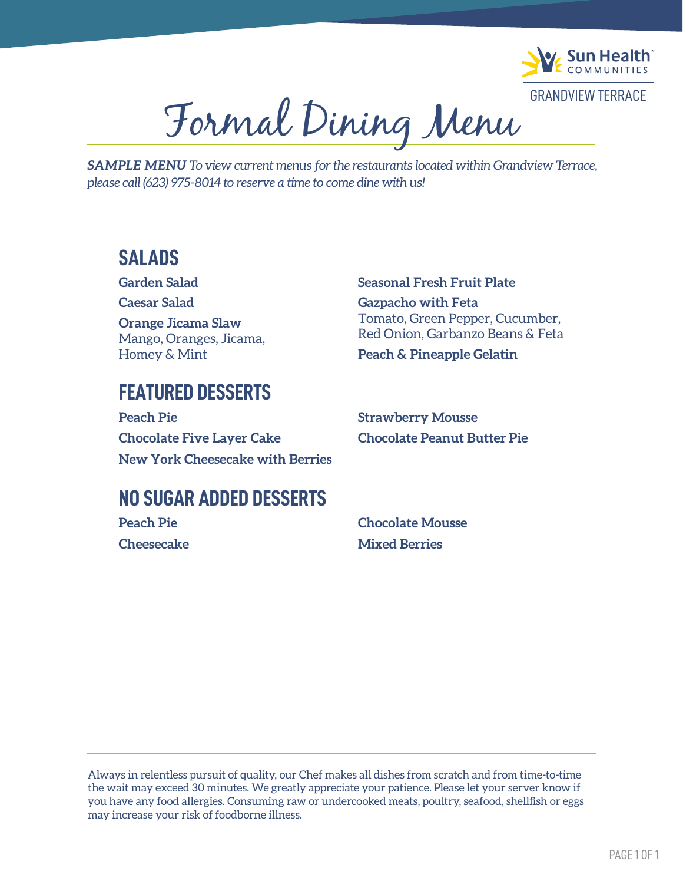Sun Health COMMUNITIES

GRANDVIEW TERRACE

# Formal Dining Menu

***SAMPLE MENU** To view current menus for the restaurants located within Grandview Terrace, please call (623) 975-8014 to reserve a time to come dine with us!*

## SALADS

**Garden Salad**

**Caesar Salad**

**Orange Jicama Slaw**
Mango, Oranges, Jicama, Homey & Mint

**Seasonal Fresh Fruit Plate**

**Gazpacho with Feta**
Tomato, Green Pepper, Cucumber, Red Onion, Garbanzo Beans & Feta

**Peach & Pineapple Gelatin**

## FEATURED DESSERTS

**Peach Pie**

**Chocolate Five Layer Cake**

**New York Cheesecake with Berries**

**Strawberry Mousse**

**Chocolate Peanut Butter Pie**

## NO SUGAR ADDED DESSERTS

**Peach Pie**

**Cheesecake**

**Chocolate Mousse**

**Mixed Berries**

Always in relentless pursuit of quality, our Chef makes all dishes from scratch and from time-to-time the wait may exceed 30 minutes. We greatly appreciate your patience. Please let your server know if you have any food allergies. Consuming raw or undercooked meats, poultry, seafood, shellfish or eggs may increase your risk of foodborne illness.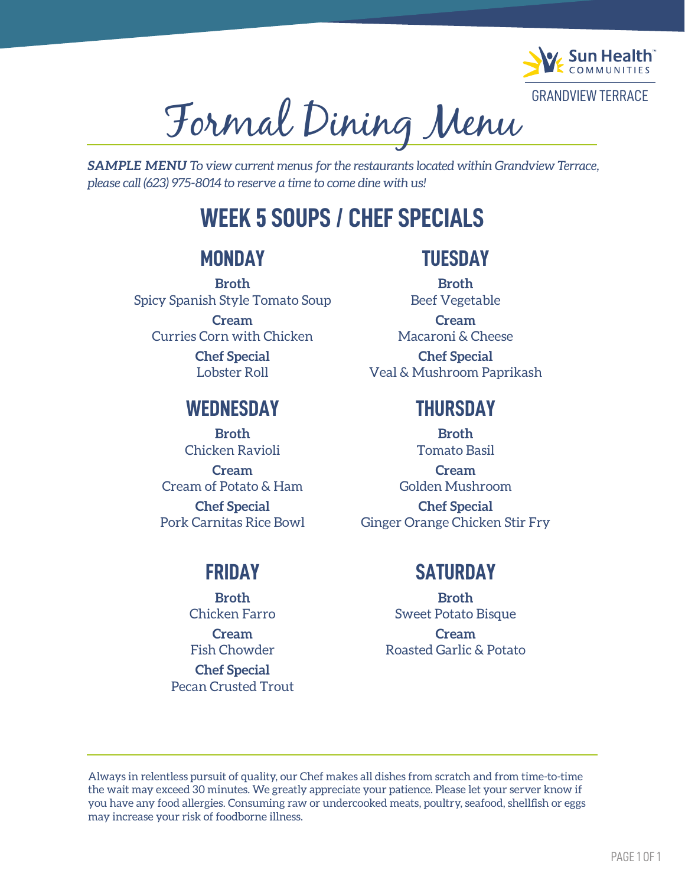Sun Health Communities

GRANDVIEW TERRACE

# Formal Dining Menu

***SAMPLE MENU** To view current menus for the restaurants located within Grandview Terrace, please call (623) 975-8014 to reserve a time to come dine with us!*

## WEEK 5 SOUPS / CHEF SPECIALS

### MONDAY

**Broth**
Spicy Spanish Style Tomato Soup

**Cream**
Curries Corn with Chicken

**Chef Special**
Lobster Roll

### TUESDAY

**Broth**
Beef Vegetable

**Cream**
Macaroni & Cheese

**Chef Special**
Veal & Mushroom Paprikash

### WEDNESDAY

**Broth**
Chicken Ravioli

**Cream**
Cream of Potato & Ham

**Chef Special**
Pork Carnitas Rice Bowl

### THURSDAY

**Broth**
Tomato Basil

**Cream**
Golden Mushroom

**Chef Special**
Ginger Orange Chicken Stir Fry

### FRIDAY

**Broth**
Chicken Farro

**Cream**
Fish Chowder

**Chef Special**
Pecan Crusted Trout

### SATURDAY

**Broth**
Sweet Potato Bisque

**Cream**
Roasted Garlic & Potato

---

Always in relentless pursuit of quality, our Chef makes all dishes from scratch and from time-to-time the wait may exceed 30 minutes. We greatly appreciate your patience. Please let your server know if you have any food allergies. Consuming raw or undercooked meats, poultry, seafood, shellfish or eggs may increase your risk of foodborne illness.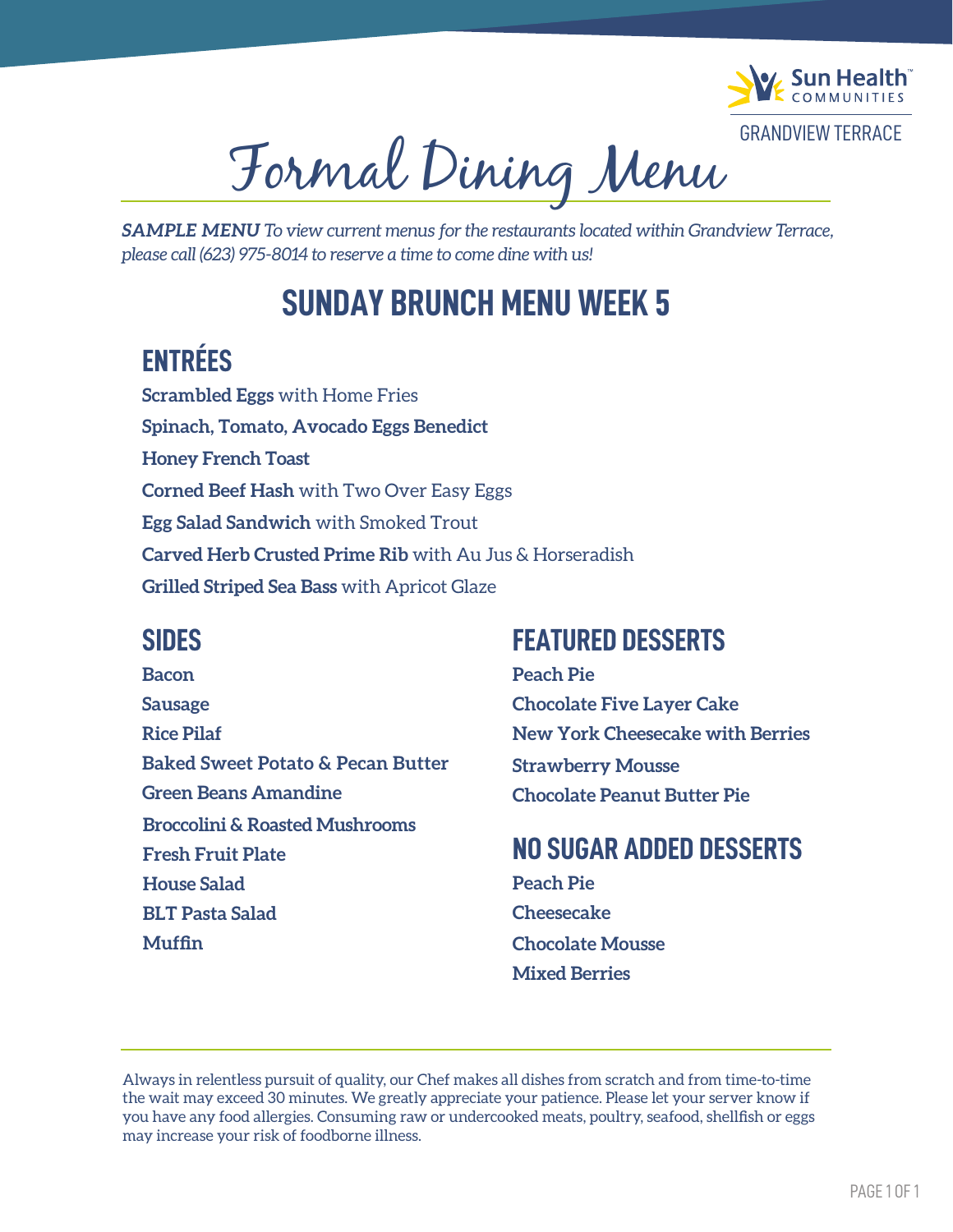Sun Health COMMUNITIES

GRANDVIEW TERRACE

# Formal Dining Menu

***SAMPLE MENU*** *To view current menus for the restaurants located within Grandview Terrace, please call (623) 975-8014 to reserve a time to come dine with us!*

## SUNDAY BRUNCH MENU WEEK 5

### ENTRÉES

**Scrambled Eggs** with Home Fries

**Spinach, Tomato, Avocado Eggs Benedict**

**Honey French Toast**

**Corned Beef Hash** with Two Over Easy Eggs

**Egg Salad Sandwich** with Smoked Trout

**Carved Herb Crusted Prime Rib** with Au Jus & Horseradish

**Grilled Striped Sea Bass** with Apricot Glaze

### SIDES

**Bacon**

**Sausage**

**Rice Pilaf**

**Baked Sweet Potato & Pecan Butter**

**Green Beans Amandine**

**Broccolini & Roasted Mushrooms**

**Fresh Fruit Plate**

**House Salad**

**BLT Pasta Salad**

**Muffin**

### FEATURED DESSERTS

**Peach Pie**

**Chocolate Five Layer Cake**

**New York Cheesecake with Berries**

**Strawberry Mousse**

**Chocolate Peanut Butter Pie**

### NO SUGAR ADDED DESSERTS

**Peach Pie**

**Cheesecake**

**Chocolate Mousse**

**Mixed Berries**

Always in relentless pursuit of quality, our Chef makes all dishes from scratch and from time-to-time the wait may exceed 30 minutes. We greatly appreciate your patience. Please let your server know if you have any food allergies. Consuming raw or undercooked meats, poultry, seafood, shellfish or eggs may increase your risk of foodborne illness.